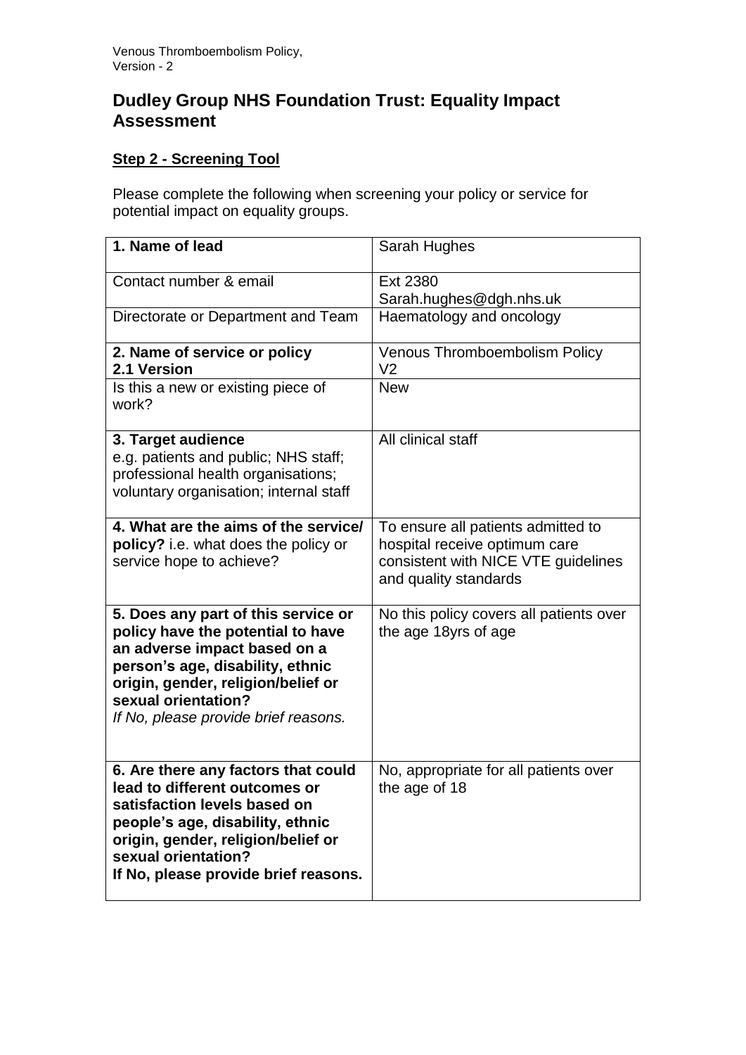# Dudley Group NHS Foundation Trust: Equality Impact Assessment

## Step 2 - Screening Tool

Please complete the following when screening your policy or service for potential impact on equality groups.

| | |
|---|---|
| **1. Name of lead** | Sarah Hughes |
| Contact number & email | Ext 2380<br>Sarah.hughes@dgh.nhs.uk |
| Directorate or Department and Team | Haematology and oncology |
| **2. Name of service or policy**<br>**2.1 Version** | Venous Thromboembolism Policy<br>V2 |
| Is this a new or existing piece of work? | New |
| **3. Target audience**<br>e.g. patients and public; NHS staff; professional health organisations; voluntary organisation; internal staff | All clinical staff |
| **4. What are the aims of the service/ policy?** i.e. what does the policy or service hope to achieve? | To ensure all patients admitted to hospital receive optimum care consistent with NICE VTE guidelines and quality standards |
| **5. Does any part of this service or policy have the potential to have an adverse impact based on a person's age, disability, ethnic origin, gender, religion/belief or sexual orientation?**<br>*If No, please provide brief reasons.* | No this policy covers all patients over the age 18yrs of age |
| **6. Are there any factors that could lead to different outcomes or satisfaction levels based on people's age, disability, ethnic origin, gender, religion/belief or sexual orientation?**<br>**If No, please provide brief reasons.** | No, appropriate for all patients over the age of 18 |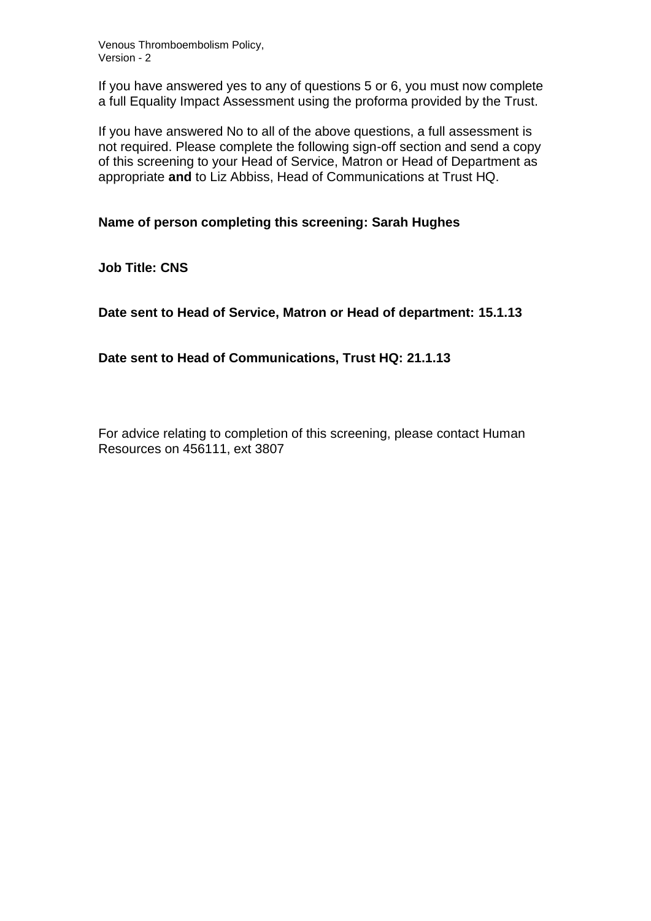If you have answered yes to any of questions 5 or 6, you must now complete a full Equality Impact Assessment using the proforma provided by the Trust.

If you have answered No to all of the above questions, a full assessment is not required. Please complete the following sign-off section and send a copy of this screening to your Head of Service, Matron or Head of Department as appropriate **and** to Liz Abbiss, Head of Communications at Trust HQ.

**Name of person completing this screening: Sarah Hughes**

**Job Title: CNS**

**Date sent to Head of Service, Matron or Head of department: 15.1.13**

**Date sent to Head of Communications, Trust HQ: 21.1.13**

For advice relating to completion of this screening, please contact Human Resources on 456111, ext 3807